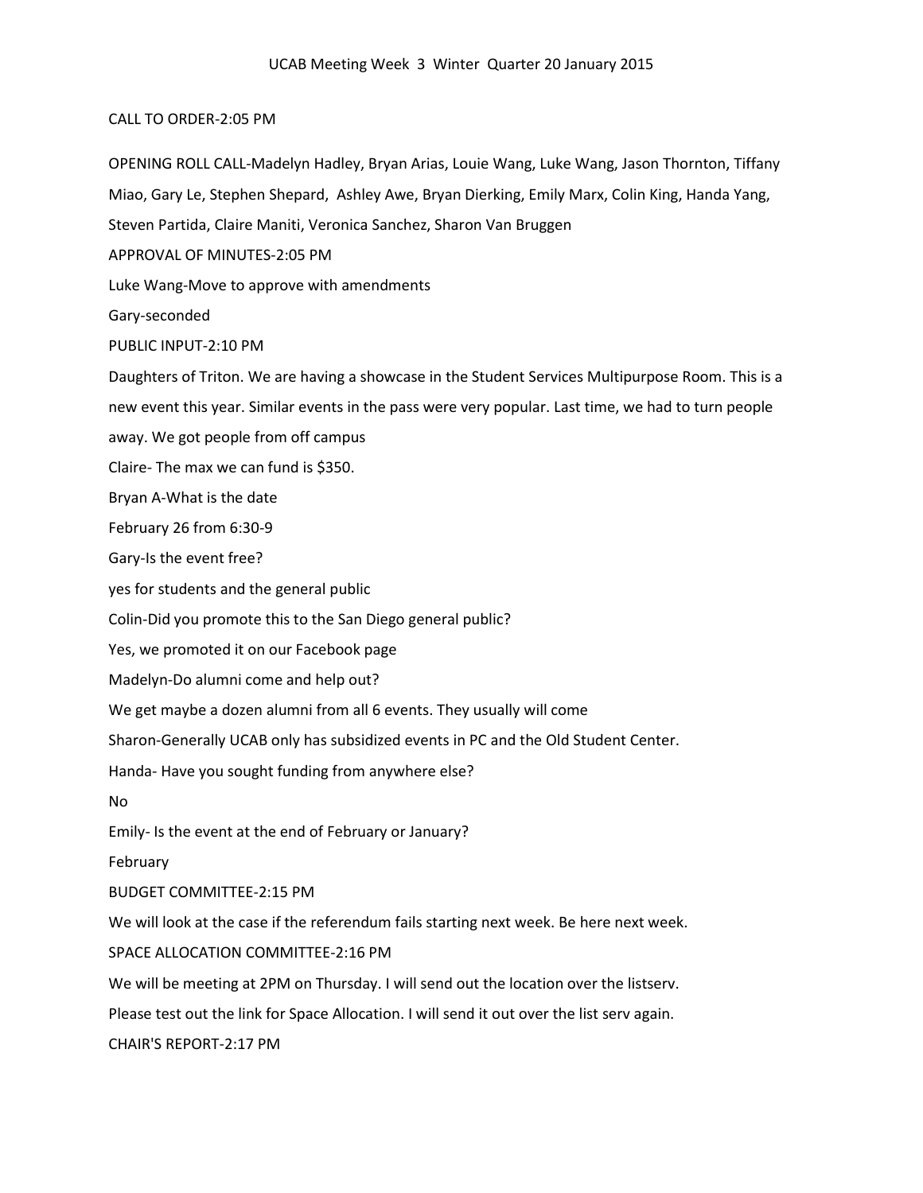# UCAB Meeting Week 3 Winter Quarter 20 January 2015

CALL TO ORDER-2:05 PM

OPENING ROLL CALL-Madelyn Hadley, Bryan Arias, Louie Wang, Luke Wang, Jason Thornton, Tiffany Miao, Gary Le, Stephen Shepard, Ashley Awe, Bryan Dierking, Emily Marx, Colin King, Handa Yang, Steven Partida, Claire Maniti, Veronica Sanchez, Sharon Van Bruggen

APPROVAL OF MINUTES-2:05 PM

Luke Wang-Move to approve with amendments

Gary-seconded

PUBLIC INPUT-2:10 PM

Daughters of Triton. We are having a showcase in the Student Services Multipurpose Room. This is a new event this year. Similar events in the pass were very popular. Last time, we had to turn people away. We got people from off campus

Claire- The max we can fund is $350.

Bryan A-What is the date

February 26 from 6:30-9

Gary-Is the event free?

yes for students and the general public

Colin-Did you promote this to the San Diego general public?

Yes, we promoted it on our Facebook page

Madelyn-Do alumni come and help out?

We get maybe a dozen alumni from all 6 events. They usually will come

Sharon-Generally UCAB only has subsidized events in PC and the Old Student Center.

Handa- Have you sought funding from anywhere else?

No

Emily- Is the event at the end of February or January?

February

BUDGET COMMITTEE-2:15 PM

We will look at the case if the referendum fails starting next week. Be here next week.

SPACE ALLOCATION COMMITTEE-2:16 PM

We will be meeting at 2PM on Thursday. I will send out the location over the listserv.

Please test out the link for Space Allocation. I will send it out over the list serv again.

CHAIR'S REPORT-2:17 PM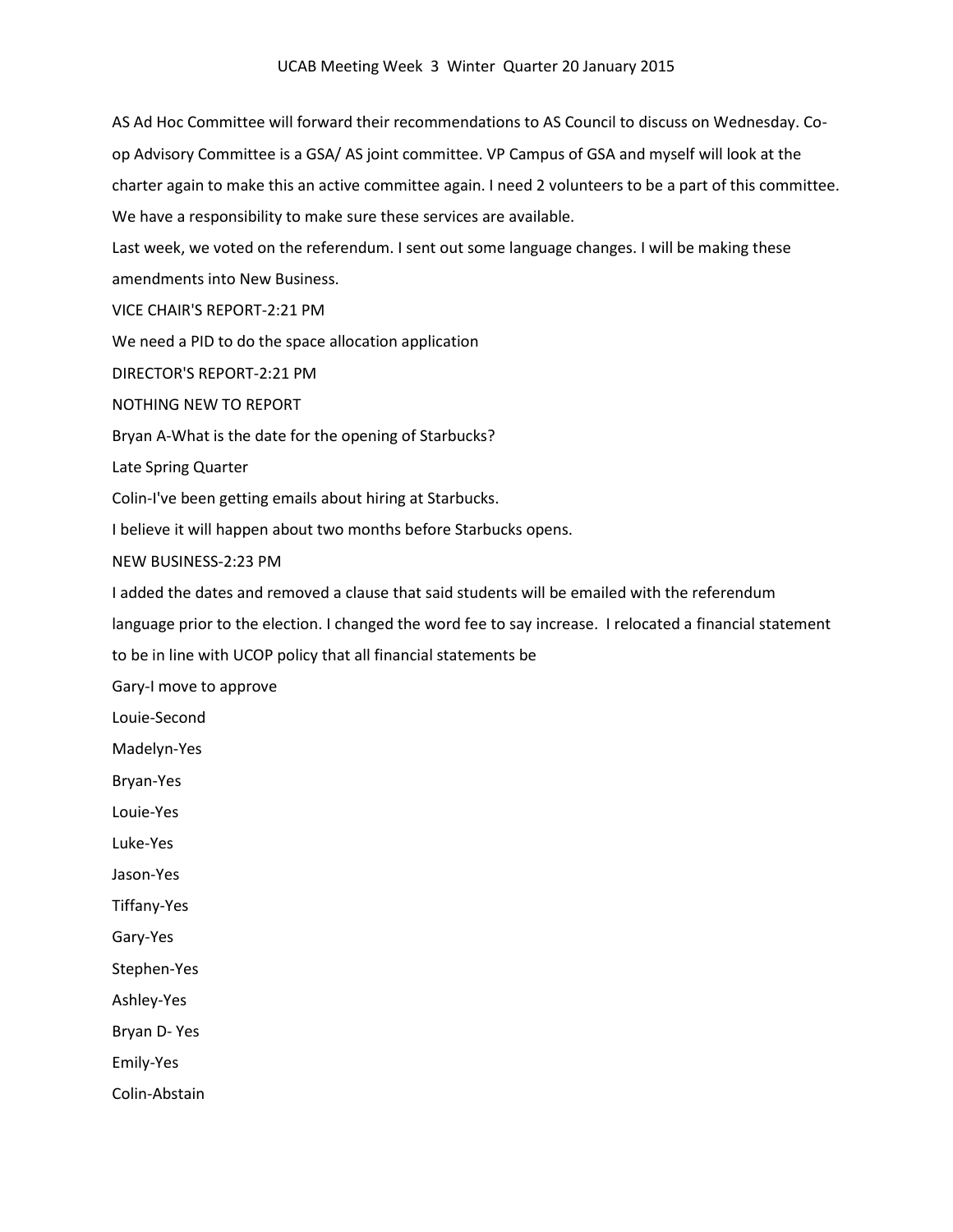AS Ad Hoc Committee will forward their recommendations to AS Council to discuss on Wednesday. Co-op Advisory Committee is a GSA/ AS joint committee. VP Campus of GSA and myself will look at the charter again to make this an active committee again. I need 2 volunteers to be a part of this committee. We have a responsibility to make sure these services are available.

Last week, we voted on the referendum. I sent out some language changes. I will be making these amendments into New Business.

VICE CHAIR'S REPORT-2:21 PM

We need a PID to do the space allocation application

DIRECTOR'S REPORT-2:21 PM

NOTHING NEW TO REPORT

Bryan A-What is the date for the opening of Starbucks?

Late Spring Quarter

Colin-I've been getting emails about hiring at Starbucks.

I believe it will happen about two months before Starbucks opens.

NEW BUSINESS-2:23 PM

I added the dates and removed a clause that said students will be emailed with the referendum language prior to the election. I changed the word fee to say increase. I relocated a financial statement to be in line with UCOP policy that all financial statements be

Gary-I move to approve

Louie-Second

Madelyn-Yes

Bryan-Yes

Louie-Yes

Luke-Yes

Jason-Yes

Tiffany-Yes

Gary-Yes

Stephen-Yes

Ashley-Yes

Bryan D- Yes

Emily-Yes

Colin-Abstain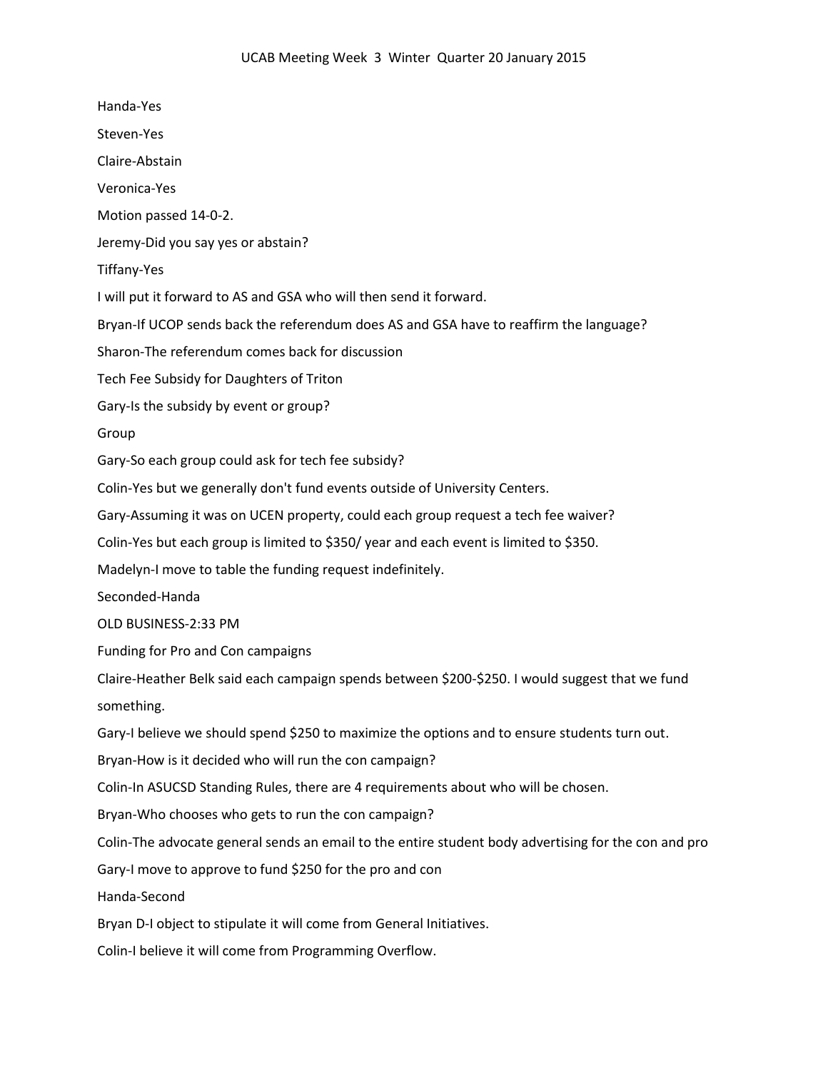Handa-Yes

Steven-Yes

Claire-Abstain

Veronica-Yes

Motion passed 14-0-2.

Jeremy-Did you say yes or abstain?

Tiffany-Yes

I will put it forward to AS and GSA who will then send it forward.

Bryan-If UCOP sends back the referendum does AS and GSA have to reaffirm the language?

Sharon-The referendum comes back for discussion

Tech Fee Subsidy for Daughters of Triton

Gary-Is the subsidy by event or group?

Group

Gary-So each group could ask for tech fee subsidy?

Colin-Yes but we generally don't fund events outside of University Centers.

Gary-Assuming it was on UCEN property, could each group request a tech fee waiver?

Colin-Yes but each group is limited to $350/ year and each event is limited to $350.

Madelyn-I move to table the funding request indefinitely.

Seconded-Handa

OLD BUSINESS-2:33 PM

Funding for Pro and Con campaigns

Claire-Heather Belk said each campaign spends between $200-$250. I would suggest that we fund something.

Gary-I believe we should spend $250 to maximize the options and to ensure students turn out.

Bryan-How is it decided who will run the con campaign?

Colin-In ASUCSD Standing Rules, there are 4 requirements about who will be chosen.

Bryan-Who chooses who gets to run the con campaign?

Colin-The advocate general sends an email to the entire student body advertising for the con and pro

Gary-I move to approve to fund $250 for the pro and con

Handa-Second

Bryan D-I object to stipulate it will come from General Initiatives.

Colin-I believe it will come from Programming Overflow.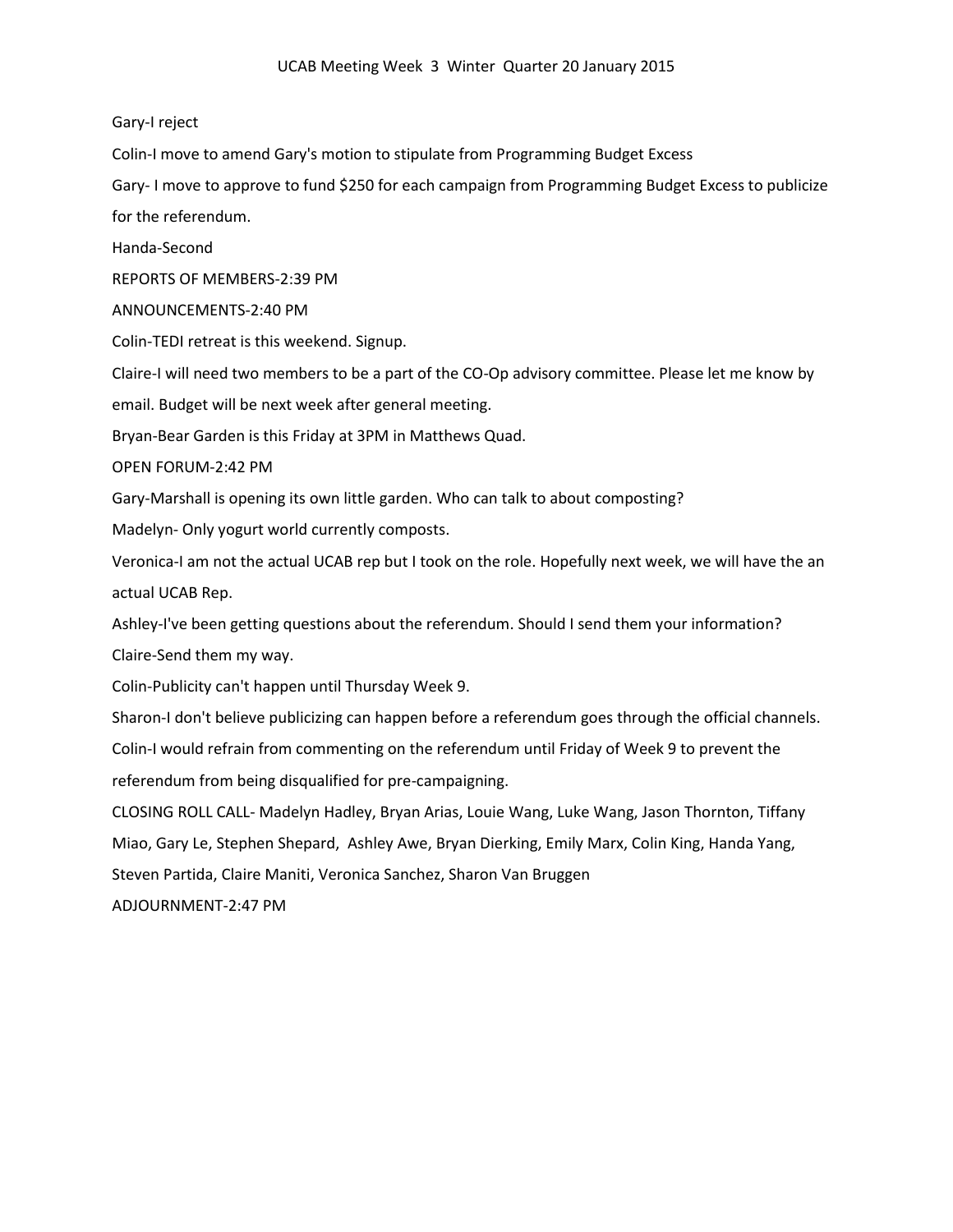UCAB Meeting Week 3 Winter Quarter 20 January 2015

Gary-I reject

Colin-I move to amend Gary's motion to stipulate from Programming Budget Excess

Gary- I move to approve to fund $250 for each campaign from Programming Budget Excess to publicize for the referendum.

Handa-Second

REPORTS OF MEMBERS-2:39 PM

ANNOUNCEMENTS-2:40 PM

Colin-TEDI retreat is this weekend. Signup.

Claire-I will need two members to be a part of the CO-Op advisory committee. Please let me know by email. Budget will be next week after general meeting.

Bryan-Bear Garden is this Friday at 3PM in Matthews Quad.

OPEN FORUM-2:42 PM

Gary-Marshall is opening its own little garden. Who can talk to about composting?

Madelyn- Only yogurt world currently composts.

Veronica-I am not the actual UCAB rep but I took on the role. Hopefully next week, we will have the an actual UCAB Rep.

Ashley-I've been getting questions about the referendum. Should I send them your information?

Claire-Send them my way.

Colin-Publicity can't happen until Thursday Week 9.

Sharon-I don't believe publicizing can happen before a referendum goes through the official channels.

Colin-I would refrain from commenting on the referendum until Friday of Week 9 to prevent the referendum from being disqualified for pre-campaigning.

CLOSING ROLL CALL- Madelyn Hadley, Bryan Arias, Louie Wang, Luke Wang, Jason Thornton, Tiffany Miao, Gary Le, Stephen Shepard, Ashley Awe, Bryan Dierking, Emily Marx, Colin King, Handa Yang, Steven Partida, Claire Maniti, Veronica Sanchez, Sharon Van Bruggen

ADJOURNMENT-2:47 PM